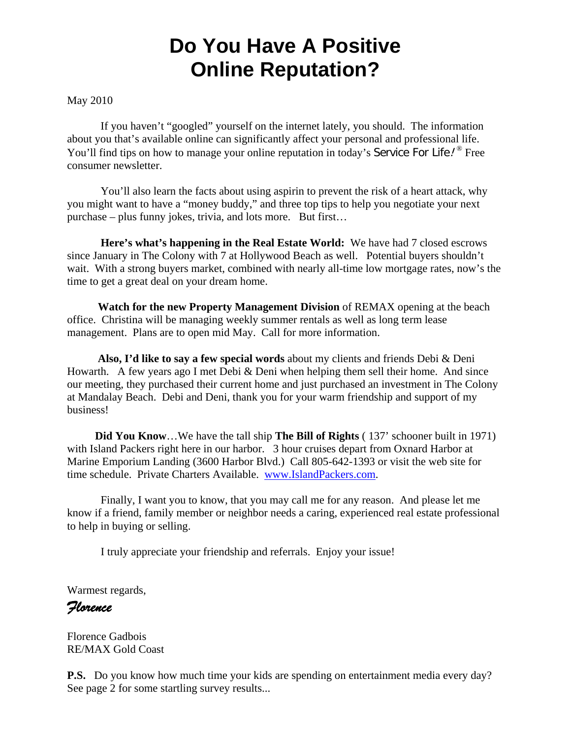# Do You Have A Positive Online Reputation?

May 2010

If you haven't "googled" yourself on the internet lately, you should. The information about you that's available online can significantly affect your personal and professional life. You'll find tips on how to manage your online reputation in today's *Service For Life!*® Free consumer newsletter.

You'll also learn the facts about using aspirin to prevent the risk of a heart attack, why you might want to have a "money buddy," and three top tips to help you negotiate your next purchase – plus funny jokes, trivia, and lots more. But first…

**Here's what's happening in the Real Estate World:** We have had 7 closed escrows since January in The Colony with 7 at Hollywood Beach as well. Potential buyers shouldn't wait. With a strong buyers market, combined with nearly all-time low mortgage rates, now's the time to get a great deal on your dream home.

**Watch for the new Property Management Division** of REMAX opening at the beach office. Christina will be managing weekly summer rentals as well as long term lease management. Plans are to open mid May. Call for more information.

**Also, I'd like to say a few special words** about my clients and friends Debi & Deni Howarth. A few years ago I met Debi & Deni when helping them sell their home. And since our meeting, they purchased their current home and just purchased an investment in The Colony at Mandalay Beach. Debi and Deni, thank you for your warm friendship and support of my business!

**Did You Know**…We have the tall ship **The Bill of Rights** ( 137' schooner built in 1971) with Island Packers right here in our harbor. 3 hour cruises depart from Oxnard Harbor at Marine Emporium Landing (3600 Harbor Blvd.) Call 805-642-1393 or visit the web site for time schedule. Private Charters Available. [www.IslandPackers.com](http://www.IslandPackers.com).

Finally, I want you to know, that you may call me for any reason. And please let me know if a friend, family member or neighbor needs a caring, experienced real estate professional to help in buying or selling.

I truly appreciate your friendship and referrals. Enjoy your issue!

Warmest regards,

*Florence*

Florence Gadbois
RE/MAX Gold Coast

**P.S.** Do you know how much time your kids are spending on entertainment media every day? See page 2 for some startling survey results...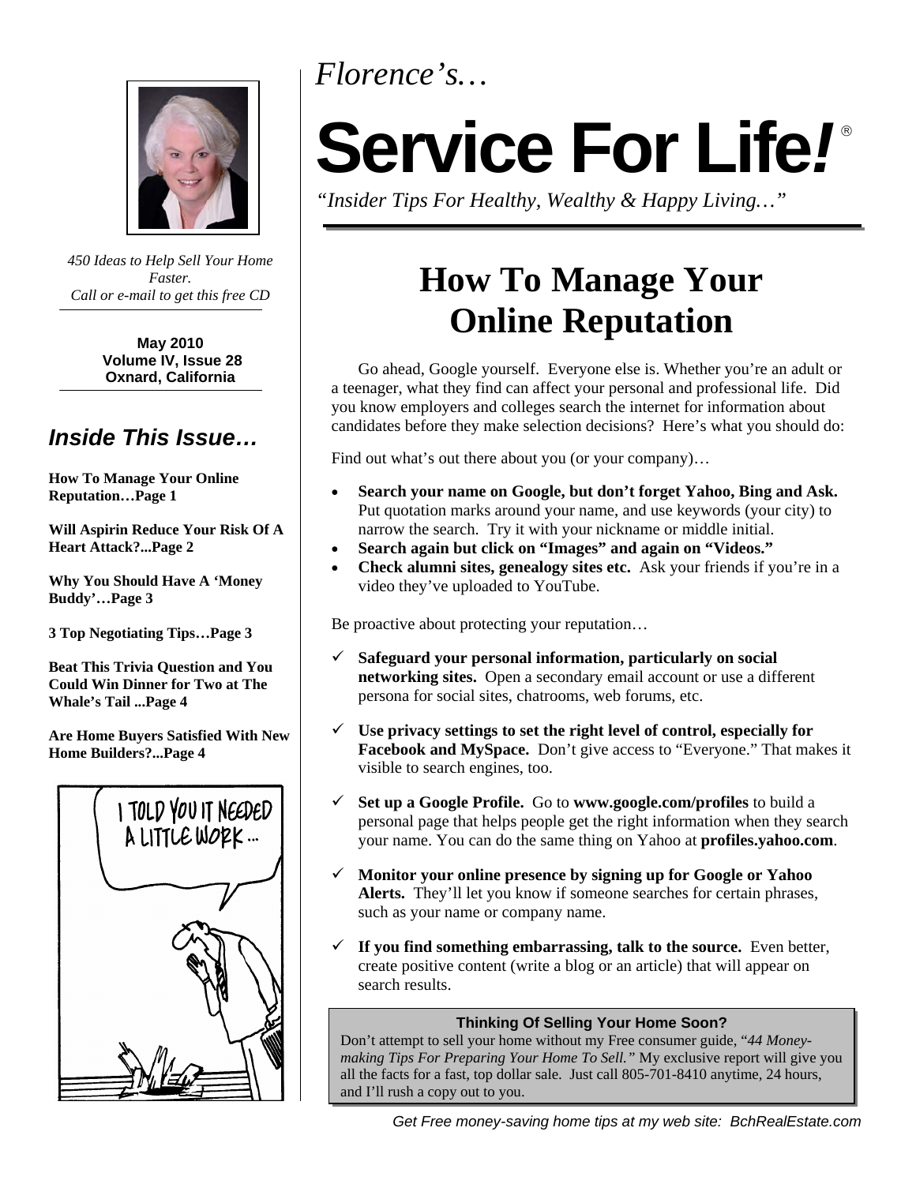*Florence's…*

# Service For Life!®

*"Insider Tips For Healthy, Wealthy & Happy Living…"*

*450 Ideas to Help Sell Your Home Faster.*
*Call or e-mail to get this free CD*

**May 2010**
**Volume IV, Issue 28**
**Oxnard, California**

## *Inside This Issue…*

**How To Manage Your Online Reputation…Page 1**

**Will Aspirin Reduce Your Risk Of A Heart Attack?...Page 2**

**Why You Should Have A 'Money Buddy'…Page 3**

**3 Top Negotiating Tips…Page 3**

**Beat This Trivia Question and You Could Win Dinner for Two at The Whale's Tail ...Page 4**

**Are Home Buyers Satisfied With New Home Builders?...Page 4**

I TOLD YOU IT NEEDED A LITTLE WORK...

# How To Manage Your Online Reputation

Go ahead, Google yourself. Everyone else is. Whether you're an adult or a teenager, what they find can affect your personal and professional life. Did you know employers and colleges search the internet for information about candidates before they make selection decisions? Here's what you should do:

Find out what's out there about you (or your company)…

- **Search your name on Google, but don't forget Yahoo, Bing and Ask.** Put quotation marks around your name, and use keywords (your city) to narrow the search. Try it with your nickname or middle initial.
- **Search again but click on "Images" and again on "Videos."**
- **Check alumni sites, genealogy sites etc.** Ask your friends if you're in a video they've uploaded to YouTube.

Be proactive about protecting your reputation…

- ✓ **Safeguard your personal information, particularly on social networking sites.** Open a secondary email account or use a different persona for social sites, chatrooms, web forums, etc.
- ✓ **Use privacy settings to set the right level of control, especially for Facebook and MySpace.** Don't give access to "Everyone." That makes it visible to search engines, too.
- ✓ **Set up a Google Profile.** Go to **www.google.com/profiles** to build a personal page that helps people get the right information when they search your name. You can do the same thing on Yahoo at **profiles.yahoo.com**.
- ✓ **Monitor your online presence by signing up for Google or Yahoo Alerts.** They'll let you know if someone searches for certain phrases, such as your name or company name.
- ✓ **If you find something embarrassing, talk to the source.** Even better, create positive content (write a blog or an article) that will appear on search results.

**Thinking Of Selling Your Home Soon?**
Don't attempt to sell your home without my Free consumer guide, "*44 Money-making Tips For Preparing Your Home To Sell.*" My exclusive report will give you all the facts for a fast, top dollar sale. Just call 805-701-8410 anytime, 24 hours, and I'll rush a copy out to you.

*Get Free money-saving home tips at my web site: BchRealEstate.com*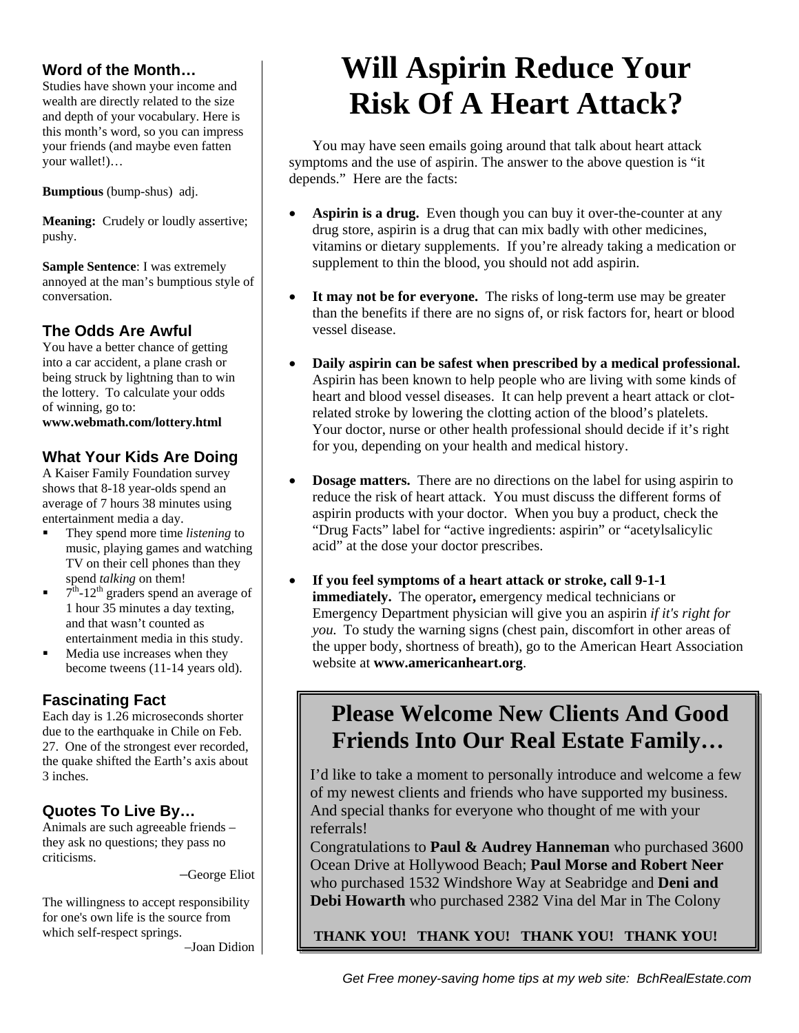# Will Aspirin Reduce Your Risk Of A Heart Attack?

You may have seen emails going around that talk about heart attack symptoms and the use of aspirin. The answer to the above question is "it depends." Here are the facts:

- **Aspirin is a drug.** Even though you can buy it over-the-counter at any drug store, aspirin is a drug that can mix badly with other medicines, vitamins or dietary supplements. If you're already taking a medication or supplement to thin the blood, you should not add aspirin.
- **It may not be for everyone.** The risks of long-term use may be greater than the benefits if there are no signs of, or risk factors for, heart or blood vessel disease.
- **Daily aspirin can be safest when prescribed by a medical professional.** Aspirin has been known to help people who are living with some kinds of heart and blood vessel diseases. It can help prevent a heart attack or clot-related stroke by lowering the clotting action of the blood's platelets. Your doctor, nurse or other health professional should decide if it's right for you, depending on your health and medical history.
- **Dosage matters.** There are no directions on the label for using aspirin to reduce the risk of heart attack. You must discuss the different forms of aspirin products with your doctor. When you buy a product, check the "Drug Facts" label for "active ingredients: aspirin" or "acetylsalicylic acid" at the dose your doctor prescribes.
- **If you feel symptoms of a heart attack or stroke, call 9-1-1 immediately.** The operator**,** emergency medical technicians or Emergency Department physician will give you an aspirin *if it's right for you.* To study the warning signs (chest pain, discomfort in other areas of the upper body, shortness of breath), go to the American Heart Association website at **www.americanheart.org**.

## Please Welcome New Clients And Good Friends Into Our Real Estate Family…

I'd like to take a moment to personally introduce and welcome a few of my newest clients and friends who have supported my business. And special thanks for everyone who thought of me with your referrals!

Congratulations to **Paul & Audrey Hanneman** who purchased 3600 Ocean Drive at Hollywood Beach; **Paul Morse and Robert Neer** who purchased 1532 Windshore Way at Seabridge and **Deni and Debi Howarth** who purchased 2382 Vina del Mar in The Colony

**THANK YOU! THANK YOU! THANK YOU! THANK YOU!**

### Word of the Month…

Studies have shown your income and wealth are directly related to the size and depth of your vocabulary. Here is this month's word, so you can impress your friends (and maybe even fatten your wallet!)…

**Bumptious** (bump-shus) adj.

**Meaning:** Crudely or loudly assertive; pushy.

**Sample Sentence**: I was extremely annoyed at the man's bumptious style of conversation.

### The Odds Are Awful

You have a better chance of getting into a car accident, a plane crash or being struck by lightning than to win the lottery. To calculate your odds of winning, go to: **www.webmath.com/lottery.html**

### What Your Kids Are Doing

A Kaiser Family Foundation survey shows that 8-18 year-olds spend an average of 7 hours 38 minutes using entertainment media a day.

- They spend more time *listening* to music, playing games and watching TV on their cell phones than they spend *talking* on them!
- 7th-12th graders spend an average of 1 hour 35 minutes a day texting, and that wasn't counted as entertainment media in this study.
- Media use increases when they become tweens (11-14 years old).

### Fascinating Fact

Each day is 1.26 microseconds shorter due to the earthquake in Chile on Feb. 27. One of the strongest ever recorded, the quake shifted the Earth's axis about 3 inches.

### Quotes To Live By…

Animals are such agreeable friends – they ask no questions; they pass no criticisms.

–George Eliot

The willingness to accept responsibility for one's own life is the source from which self-respect springs.

–Joan Didion

*Get Free money-saving home tips at my web site: BchRealEstate.com*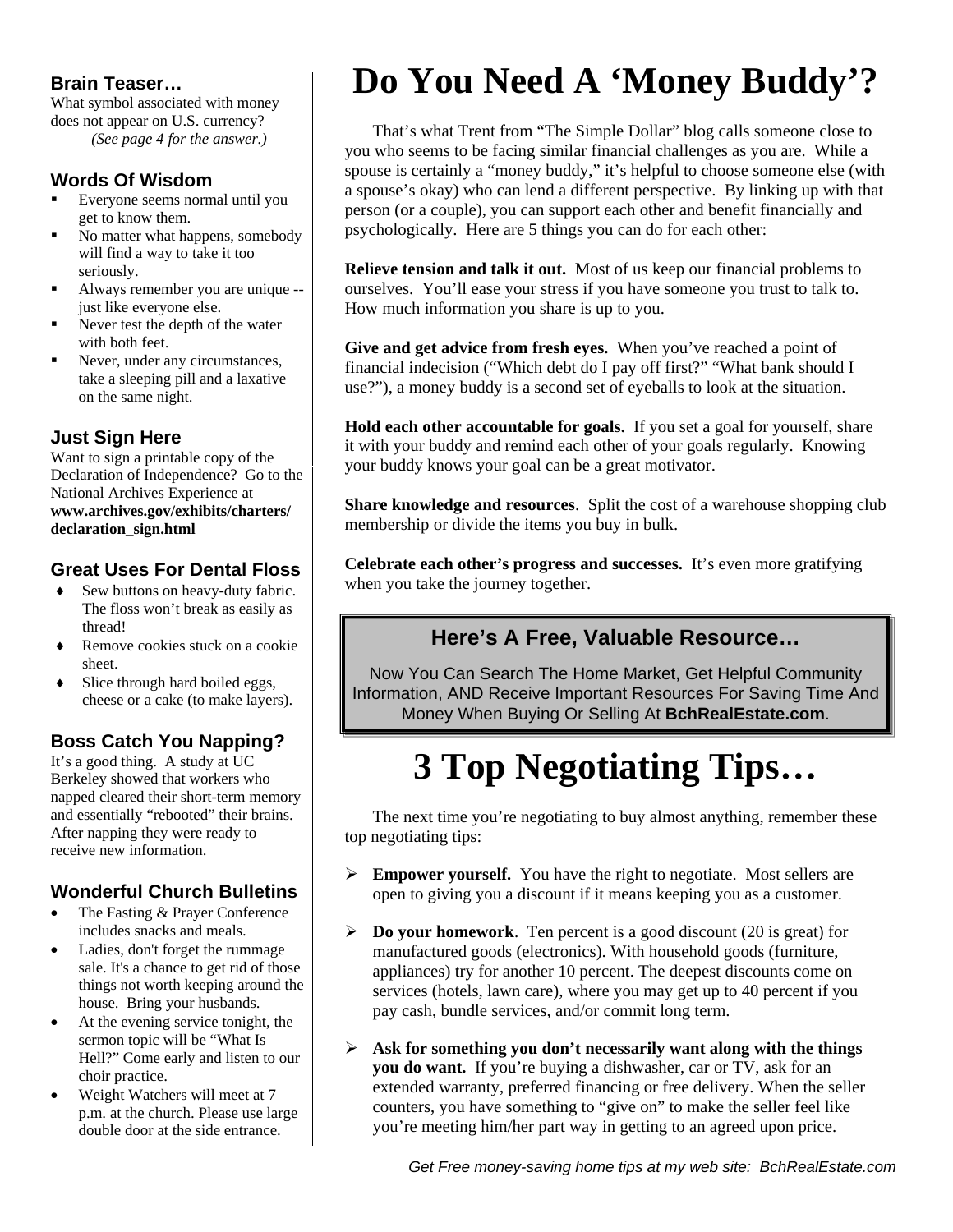### Brain Teaser…

What symbol associated with money does not appear on U.S. currency?
*(See page 4 for the answer.)*

### Words Of Wisdom

- Everyone seems normal until you get to know them.
- No matter what happens, somebody will find a way to take it too seriously.
- Always remember you are unique -- just like everyone else.
- Never test the depth of the water with both feet.
- Never, under any circumstances, take a sleeping pill and a laxative on the same night.

### Just Sign Here

Want to sign a printable copy of the Declaration of Independence? Go to the National Archives Experience at **www.archives.gov/exhibits/charters/declaration_sign.html**

### Great Uses For Dental Floss

- Sew buttons on heavy-duty fabric. The floss won't break as easily as thread!
- Remove cookies stuck on a cookie sheet.
- Slice through hard boiled eggs, cheese or a cake (to make layers).

### Boss Catch You Napping?

It's a good thing. A study at UC Berkeley showed that workers who napped cleared their short-term memory and essentially "rebooted" their brains. After napping they were ready to receive new information.

### Wonderful Church Bulletins

- The Fasting & Prayer Conference includes snacks and meals.
- Ladies, don't forget the rummage sale. It's a chance to get rid of those things not worth keeping around the house. Bring your husbands.
- At the evening service tonight, the sermon topic will be "What Is Hell?" Come early and listen to our choir practice.
- Weight Watchers will meet at 7 p.m. at the church. Please use large double door at the side entrance.

# Do You Need A 'Money Buddy'?

That's what Trent from "The Simple Dollar" blog calls someone close to you who seems to be facing similar financial challenges as you are. While a spouse is certainly a "money buddy," it's helpful to choose someone else (with a spouse's okay) who can lend a different perspective. By linking up with that person (or a couple), you can support each other and benefit financially and psychologically. Here are 5 things you can do for each other:

**Relieve tension and talk it out.** Most of us keep our financial problems to ourselves. You'll ease your stress if you have someone you trust to talk to. How much information you share is up to you.

**Give and get advice from fresh eyes.** When you've reached a point of financial indecision ("Which debt do I pay off first?" "What bank should I use?"), a money buddy is a second set of eyeballs to look at the situation.

**Hold each other accountable for goals.** If you set a goal for yourself, share it with your buddy and remind each other of your goals regularly. Knowing your buddy knows your goal can be a great motivator.

**Share knowledge and resources**. Split the cost of a warehouse shopping club membership or divide the items you buy in bulk.

**Celebrate each other's progress and successes.** It's even more gratifying when you take the journey together.

### Here's A Free, Valuable Resource…

Now You Can Search The Home Market, Get Helpful Community Information, AND Receive Important Resources For Saving Time And Money When Buying Or Selling At **BchRealEstate.com**.

# 3 Top Negotiating Tips…

The next time you're negotiating to buy almost anything, remember these top negotiating tips:

- **Empower yourself.** You have the right to negotiate. Most sellers are open to giving you a discount if it means keeping you as a customer.
- **Do your homework**. Ten percent is a good discount (20 is great) for manufactured goods (electronics). With household goods (furniture, appliances) try for another 10 percent. The deepest discounts come on services (hotels, lawn care), where you may get up to 40 percent if you pay cash, bundle services, and/or commit long term.
- **Ask for something you don't necessarily want along with the things you do want.** If you're buying a dishwasher, car or TV, ask for an extended warranty, preferred financing or free delivery. When the seller counters, you have something to "give on" to make the seller feel like you're meeting him/her part way in getting to an agreed upon price.

*Get Free money-saving home tips at my web site: BchRealEstate.com*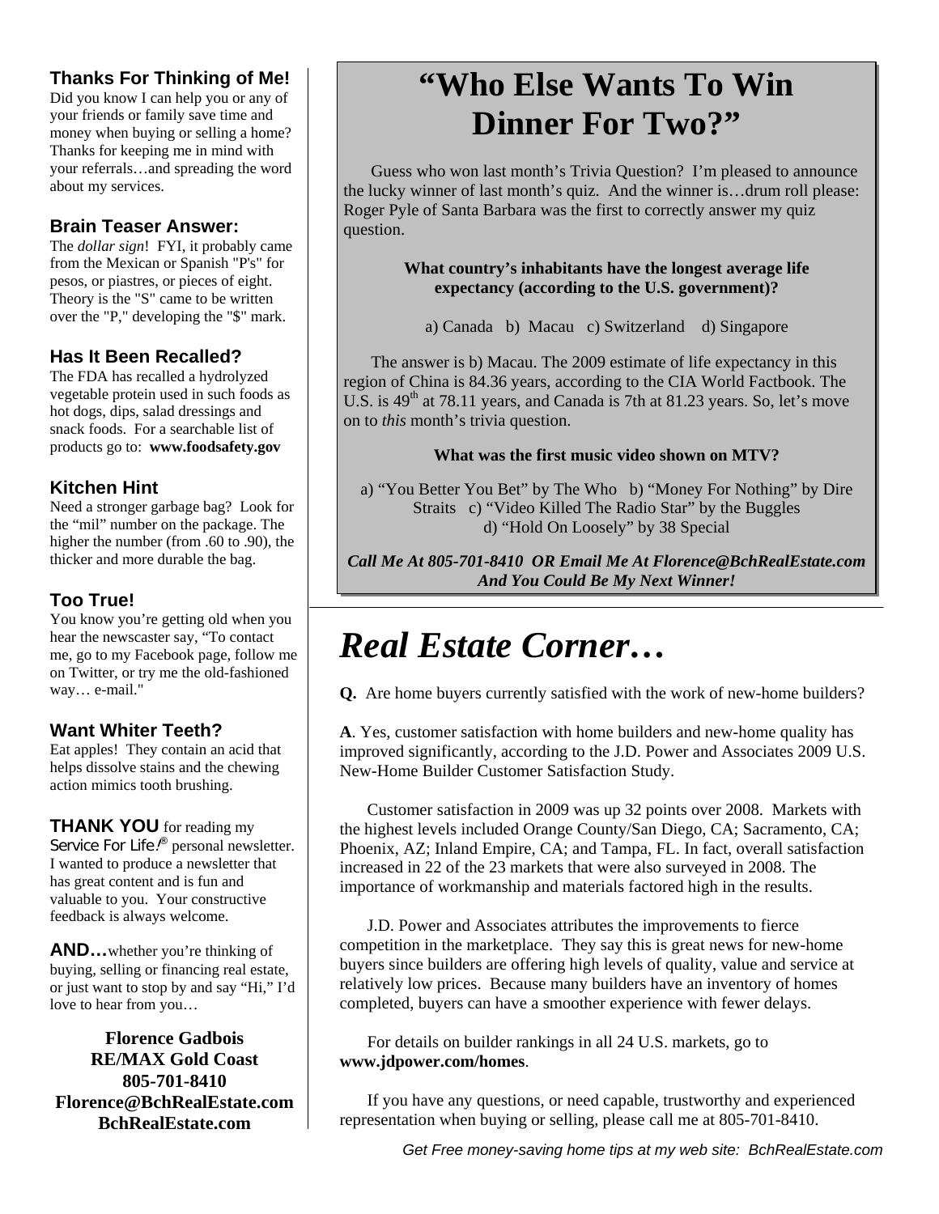### Thanks For Thinking of Me!

Did you know I can help you or any of your friends or family save time and money when buying or selling a home? Thanks for keeping me in mind with your referrals…and spreading the word about my services.

### Brain Teaser Answer:

The *dollar sign*! FYI, it probably came from the Mexican or Spanish "P's" for pesos, or piastres, or pieces of eight. Theory is the "S" came to be written over the "P," developing the "$" mark.

### Has It Been Recalled?

The FDA has recalled a hydrolyzed vegetable protein used in such foods as hot dogs, dips, salad dressings and snack foods. For a searchable list of products go to: **www.foodsafety.gov**

### Kitchen Hint

Need a stronger garbage bag? Look for the "mil" number on the package. The higher the number (from .60 to .90), the thicker and more durable the bag.

### Too True!

You know you're getting old when you hear the newscaster say, "To contact me, go to my Facebook page, follow me on Twitter, or try me the old-fashioned way… e-mail."

### Want Whiter Teeth?

Eat apples! They contain an acid that helps dissolve stains and the chewing action mimics tooth brushing.

**THANK YOU** for reading my Service For Life!® personal newsletter. I wanted to produce a newsletter that has great content and is fun and valuable to you. Your constructive feedback is always welcome.

**AND…**whether you're thinking of buying, selling or financing real estate, or just want to stop by and say "Hi," I'd love to hear from you…

**Florence Gadbois**
**RE/MAX Gold Coast**
**805-701-8410**
**Florence@BchRealEstate.com**
**BchRealEstate.com**

# "Who Else Wants To Win Dinner For Two?"

Guess who won last month's Trivia Question? I'm pleased to announce the lucky winner of last month's quiz. And the winner is…drum roll please: Roger Pyle of Santa Barbara was the first to correctly answer my quiz question.

**What country's inhabitants have the longest average life expectancy (according to the U.S. government)?**

a) Canada b) Macau c) Switzerland d) Singapore

The answer is b) Macau. The 2009 estimate of life expectancy in this region of China is 84.36 years, according to the CIA World Factbook. The U.S. is 49th at 78.11 years, and Canada is 7th at 81.23 years. So, let's move on to *this* month's trivia question.

**What was the first music video shown on MTV?**

a) "You Better You Bet" by The Who b) "Money For Nothing" by Dire Straits c) "Video Killed The Radio Star" by the Buggles d) "Hold On Loosely" by 38 Special

***Call Me At 805-701-8410 OR Email Me At Florence@BchRealEstate.com And You Could Be My Next Winner!***

# *Real Estate Corner…*

**Q.** Are home buyers currently satisfied with the work of new-home builders?

**A**. Yes, customer satisfaction with home builders and new-home quality has improved significantly, according to the J.D. Power and Associates 2009 U.S. New-Home Builder Customer Satisfaction Study.

Customer satisfaction in 2009 was up 32 points over 2008. Markets with the highest levels included Orange County/San Diego, CA; Sacramento, CA; Phoenix, AZ; Inland Empire, CA; and Tampa, FL. In fact, overall satisfaction increased in 22 of the 23 markets that were also surveyed in 2008. The importance of workmanship and materials factored high in the results.

J.D. Power and Associates attributes the improvements to fierce competition in the marketplace. They say this is great news for new-home buyers since builders are offering high levels of quality, value and service at relatively low prices. Because many builders have an inventory of homes completed, buyers can have a smoother experience with fewer delays.

For details on builder rankings in all 24 U.S. markets, go to **www.jdpower.com/homes**.

If you have any questions, or need capable, trustworthy and experienced representation when buying or selling, please call me at 805-701-8410.

*Get Free money-saving home tips at my web site: BchRealEstate.com*